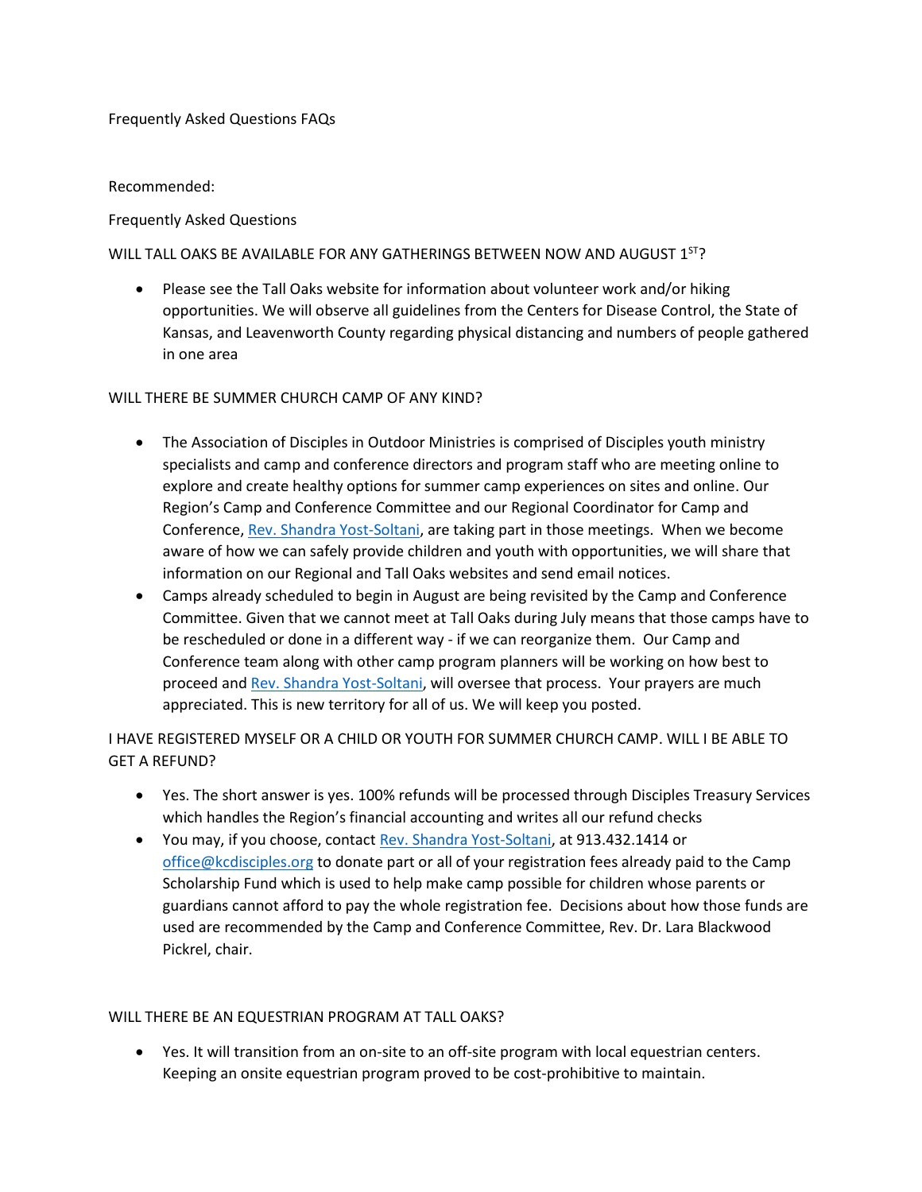Frequently Asked Questions FAQs

Recommended:

Frequently Asked Questions

WILL TALL OAKS BE AVAILABLE FOR ANY GATHERINGS BETWEEN NOW AND AUGUST 1ST?

- Please see the Tall Oaks website for information about volunteer work and/or hiking opportunities. We will observe all guidelines from the Centers for Disease Control, the State of Kansas, and Leavenworth County regarding physical distancing and numbers of people gathered in one area

WILL THERE BE SUMMER CHURCH CAMP OF ANY KIND?

- The Association of Disciples in Outdoor Ministries is comprised of Disciples youth ministry specialists and camp and conference directors and program staff who are meeting online to explore and create healthy options for summer camp experiences on sites and online. Our Region's Camp and Conference Committee and our Regional Coordinator for Camp and Conference, Rev. Shandra Yost-Soltani, are taking part in those meetings. When we become aware of how we can safely provide children and youth with opportunities, we will share that information on our Regional and Tall Oaks websites and send email notices.
- Camps already scheduled to begin in August are being revisited by the Camp and Conference Committee. Given that we cannot meet at Tall Oaks during July means that those camps have to be rescheduled or done in a different way - if we can reorganize them. Our Camp and Conference team along with other camp program planners will be working on how best to proceed and Rev. Shandra Yost-Soltani, will oversee that process. Your prayers are much appreciated. This is new territory for all of us. We will keep you posted.

I HAVE REGISTERED MYSELF OR A CHILD OR YOUTH FOR SUMMER CHURCH CAMP. WILL I BE ABLE TO GET A REFUND?

- Yes. The short answer is yes. 100% refunds will be processed through Disciples Treasury Services which handles the Region's financial accounting and writes all our refund checks
- You may, if you choose, contact Rev. Shandra Yost-Soltani, at 913.432.1414 or office@kcdisciples.org to donate part or all of your registration fees already paid to the Camp Scholarship Fund which is used to help make camp possible for children whose parents or guardians cannot afford to pay the whole registration fee. Decisions about how those funds are used are recommended by the Camp and Conference Committee, Rev. Dr. Lara Blackwood Pickrel, chair.

WILL THERE BE AN EQUESTRIAN PROGRAM AT TALL OAKS?

- Yes. It will transition from an on-site to an off-site program with local equestrian centers. Keeping an onsite equestrian program proved to be cost-prohibitive to maintain.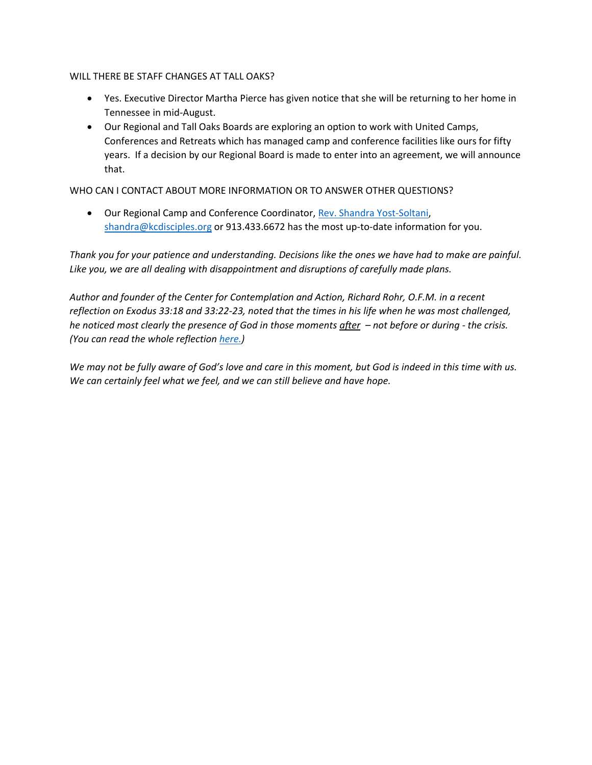WILL THERE BE STAFF CHANGES AT TALL OAKS?

- Yes. Executive Director Martha Pierce has given notice that she will be returning to her home in Tennessee in mid-August.
- Our Regional and Tall Oaks Boards are exploring an option to work with United Camps, Conferences and Retreats which has managed camp and conference facilities like ours for fifty years. If a decision by our Regional Board is made to enter into an agreement, we will announce that.

WHO CAN I CONTACT ABOUT MORE INFORMATION OR TO ANSWER OTHER QUESTIONS?

- Our Regional Camp and Conference Coordinator, Rev. Shandra Yost-Soltani, shandra@kcdisciples.org or 913.433.6672 has the most up-to-date information for you.

*Thank you for your patience and understanding. Decisions like the ones we have had to make are painful. Like you, we are all dealing with disappointment and disruptions of carefully made plans.*

*Author and founder of the Center for Contemplation and Action, Richard Rohr, O.F.M. in a recent reflection on Exodus 33:18 and 33:22-23, noted that the times in his life when he was most challenged, he noticed most clearly the presence of God in those moments <u>after</u> – not before or during - the crisis. (You can read the whole reflection here.)*

*We may not be fully aware of God's love and care in this moment, but God is indeed in this time with us. We can certainly feel what we feel, and we can still believe and have hope.*